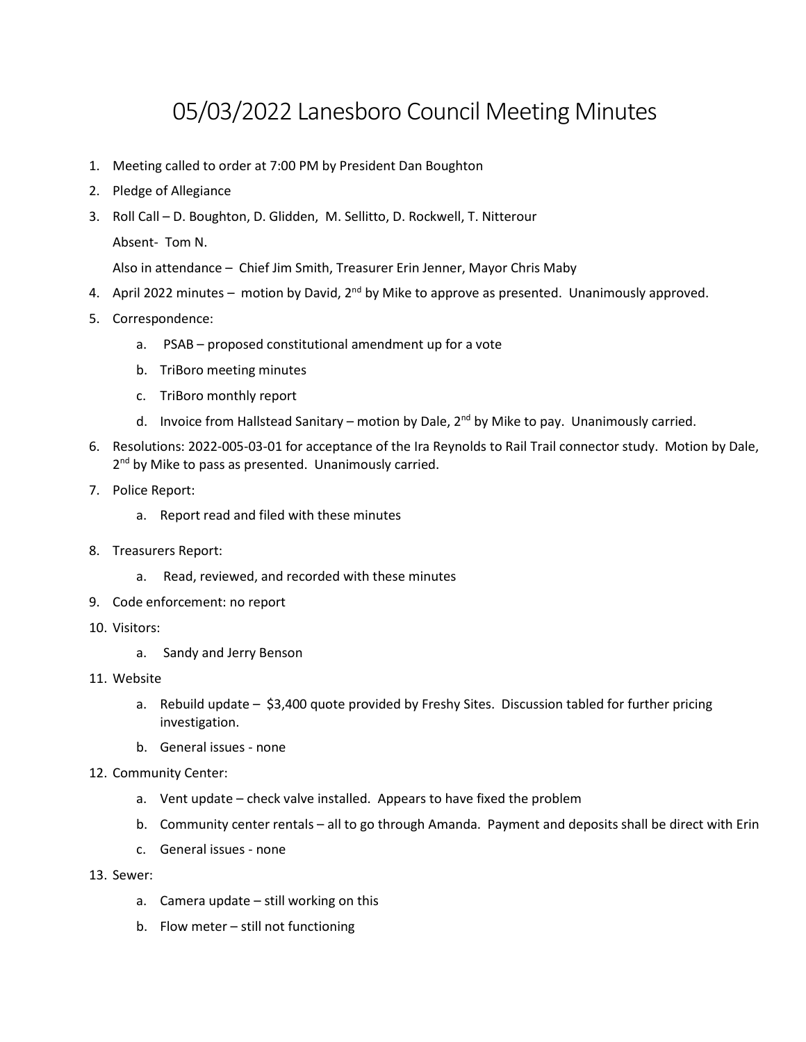# 05/03/2022 Lanesboro Council Meeting Minutes

1. Meeting called to order at 7:00 PM by President Dan Boughton
2. Pledge of Allegiance
3. Roll Call – D. Boughton, D. Glidden, M. Sellitto, D. Rockwell, T. Nitterour

   Absent- Tom N.

   Also in attendance – Chief Jim Smith, Treasurer Erin Jenner, Mayor Chris Maby
4. April 2022 minutes – motion by David, 2nd by Mike to approve as presented. Unanimously approved.
5. Correspondence:
   a. PSAB – proposed constitutional amendment up for a vote
   b. TriBoro meeting minutes
   c. TriBoro monthly report
   d. Invoice from Hallstead Sanitary – motion by Dale, 2nd by Mike to pay. Unanimously carried.
6. Resolutions: 2022-005-03-01 for acceptance of the Ira Reynolds to Rail Trail connector study. Motion by Dale, 2nd by Mike to pass as presented. Unanimously carried.
7. Police Report:
   a. Report read and filed with these minutes
8. Treasurers Report:
   a. Read, reviewed, and recorded with these minutes
9. Code enforcement: no report
10. Visitors:
    a. Sandy and Jerry Benson
11. Website
    a. Rebuild update – $3,400 quote provided by Freshy Sites. Discussion tabled for further pricing investigation.
    b. General issues - none
12. Community Center:
    a. Vent update – check valve installed. Appears to have fixed the problem
    b. Community center rentals – all to go through Amanda. Payment and deposits shall be direct with Erin
    c. General issues - none
13. Sewer:
    a. Camera update – still working on this
    b. Flow meter – still not functioning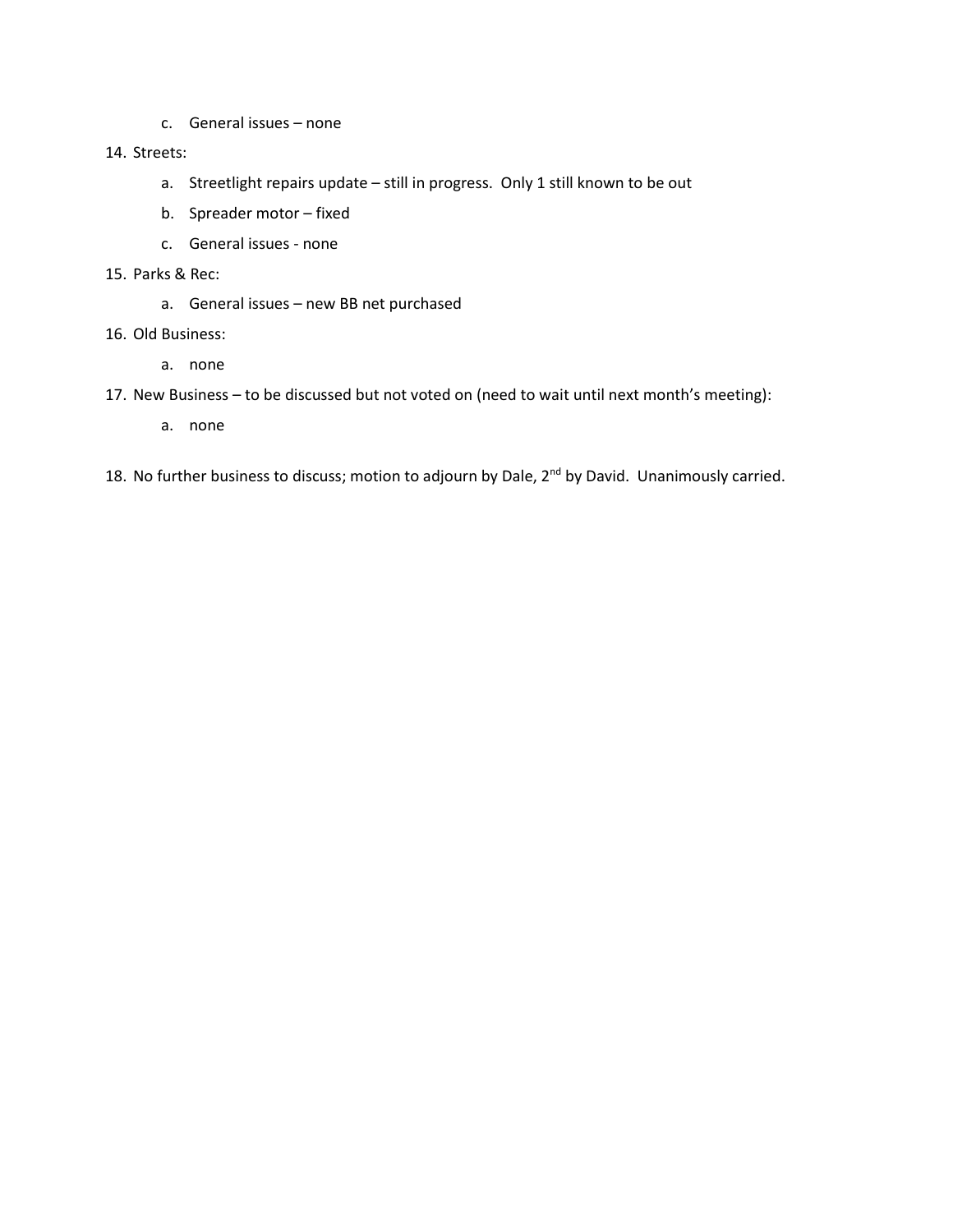c. General issues – none

14. Streets:
    a. Streetlight repairs update – still in progress.  Only 1 still known to be out
    b. Spreader motor – fixed
    c. General issues - none
15. Parks & Rec:
    a. General issues – new BB net purchased
16. Old Business:
    a. none
17. New Business – to be discussed but not voted on (need to wait until next month's meeting):
    a. none
18. No further business to discuss; motion to adjourn by Dale, 2nd by David.  Unanimously carried.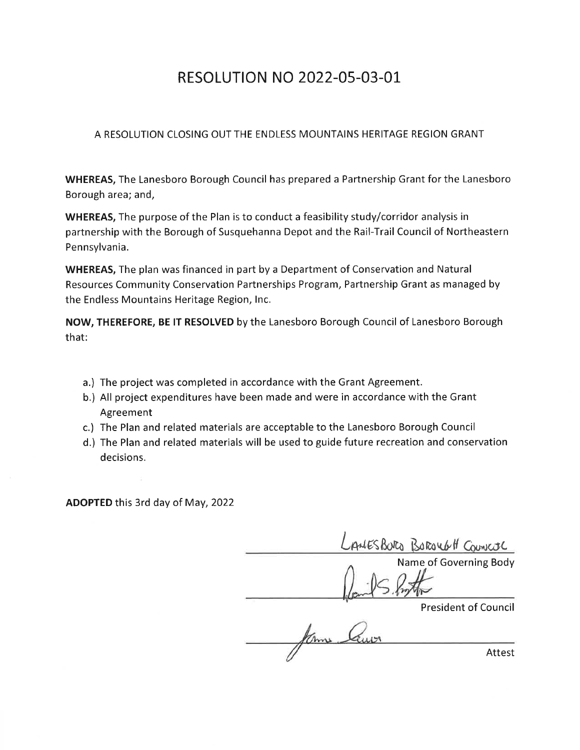# RESOLUTION NO 2022-05-03-01

A RESOLUTION CLOSING OUT THE ENDLESS MOUNTAINS HERITAGE REGION GRANT

**WHEREAS,** The Lanesboro Borough Council has prepared a Partnership Grant for the Lanesboro Borough area; and,

**WHEREAS,** The purpose of the Plan is to conduct a feasibility study/corridor analysis in partnership with the Borough of Susquehanna Depot and the Rail-Trail Council of Northeastern Pennsylvania.

**WHEREAS,** The plan was financed in part by a Department of Conservation and Natural Resources Community Conservation Partnerships Program, Partnership Grant as managed by the Endless Mountains Heritage Region, Inc.

**NOW, THEREFORE, BE IT RESOLVED** by the Lanesboro Borough Council of Lanesboro Borough that:

a.) The project was completed in accordance with the Grant Agreement.

b.) All project expenditures have been made and were in accordance with the Grant Agreement

c.) The Plan and related materials are acceptable to the Lanesboro Borough Council

d.) The Plan and related materials will be used to guide future recreation and conservation decisions.

**ADOPTED** this 3rd day of May, 2022

LANESBORO BOROUGH COUNCIL

Name of Governing Body

[Signature]

President of Council

[Signature]

Attest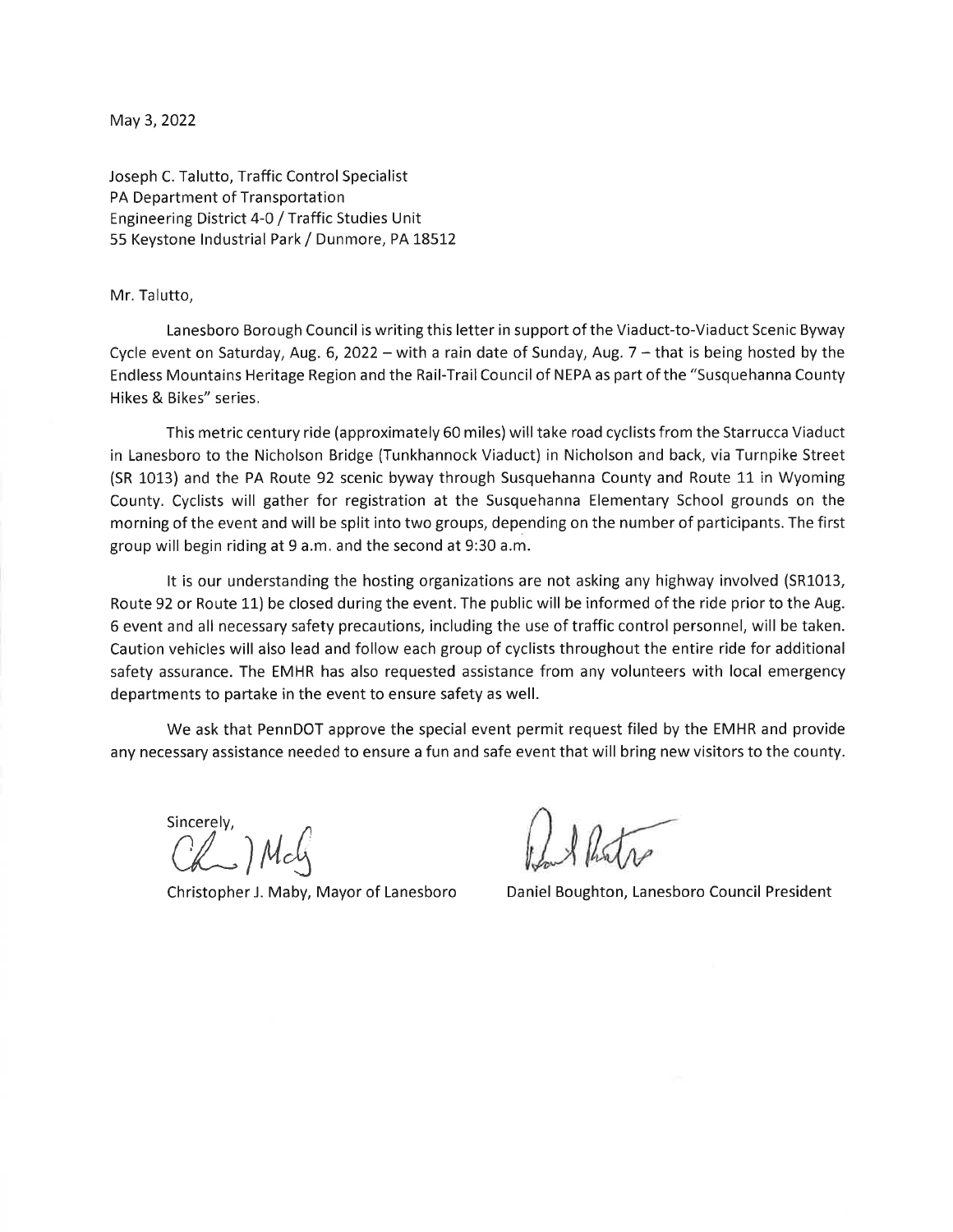May 3, 2022

Joseph C. Talutto, Traffic Control Specialist
PA Department of Transportation
Engineering District 4-0 / Traffic Studies Unit
55 Keystone Industrial Park / Dunmore, PA 18512

Mr. Talutto,

Lanesboro Borough Council is writing this letter in support of the Viaduct-to-Viaduct Scenic Byway Cycle event on Saturday, Aug. 6, 2022 – with a rain date of Sunday, Aug. 7 – that is being hosted by the Endless Mountains Heritage Region and the Rail-Trail Council of NEPA as part of the "Susquehanna County Hikes & Bikes" series.

This metric century ride (approximately 60 miles) will take road cyclists from the Starrucca Viaduct in Lanesboro to the Nicholson Bridge (Tunkhannock Viaduct) in Nicholson and back, via Turnpike Street (SR 1013) and the PA Route 92 scenic byway through Susquehanna County and Route 11 in Wyoming County. Cyclists will gather for registration at the Susquehanna Elementary School grounds on the morning of the event and will be split into two groups, depending on the number of participants. The first group will begin riding at 9 a.m. and the second at 9:30 a.m.

It is our understanding the hosting organizations are not asking any highway involved (SR1013, Route 92 or Route 11) be closed during the event. The public will be informed of the ride prior to the Aug. 6 event and all necessary safety precautions, including the use of traffic control personnel, will be taken. Caution vehicles will also lead and follow each group of cyclists throughout the entire ride for additional safety assurance. The EMHR has also requested assistance from any volunteers with local emergency departments to partake in the event to ensure safety as well.

We ask that PennDOT approve the special event permit request filed by the EMHR and provide any necessary assistance needed to ensure a fun and safe event that will bring new visitors to the county.

Sincerely,

Christopher J. Maby, Mayor of Lanesboro

Daniel Boughton, Lanesboro Council President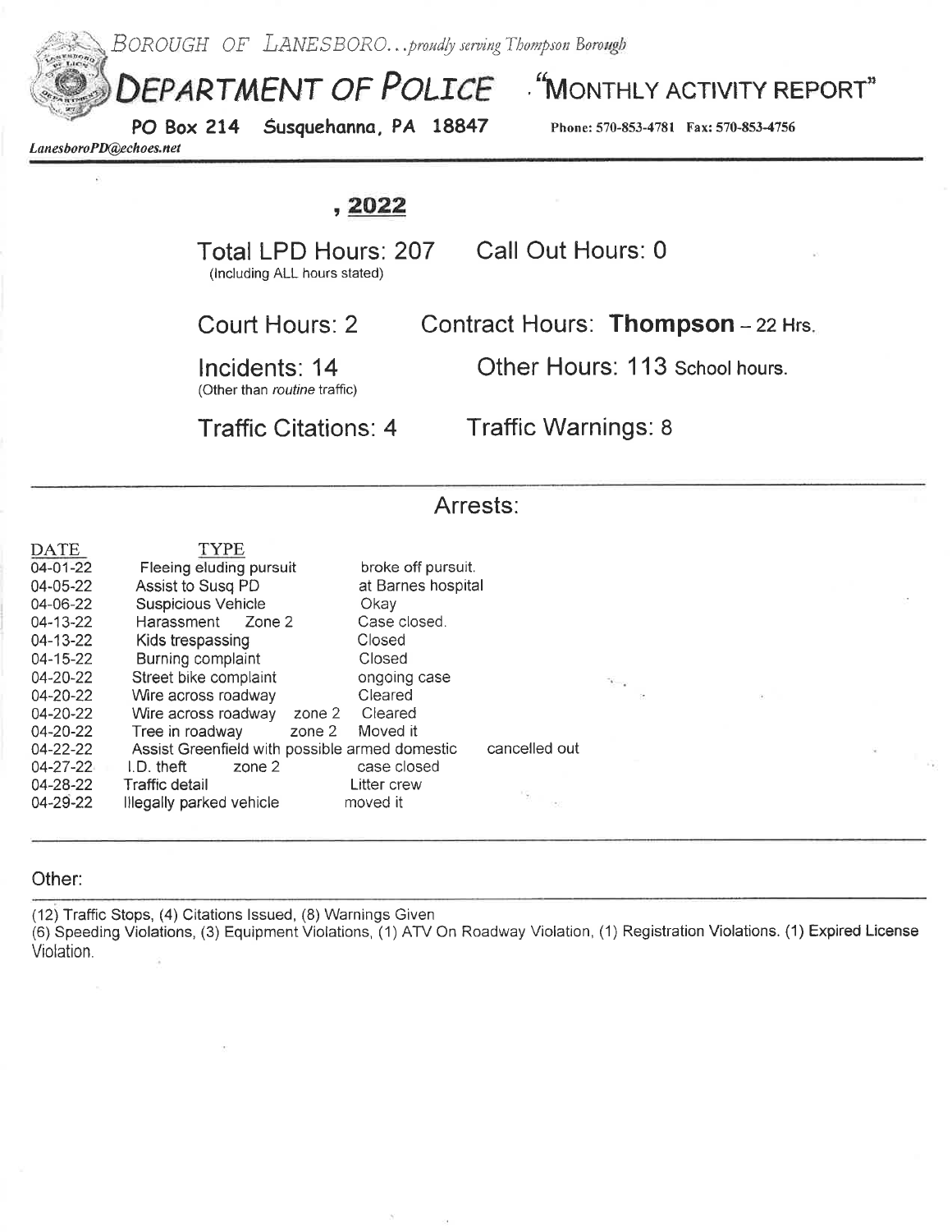*BOROUGH OF LANESBORO...proudly serving Thompson Borough*

# DEPARTMENT OF POLICE "MONTHLY ACTIVITY REPORT"

**PO Box 214 Susquehanna, PA 18847** Phone: 570-853-4781 Fax: 570-853-4756

*LanesboroPD@echoes.net*

## , 2022

Total LPD Hours: 207 (Including ALL hours stated) Call Out Hours: 0

Court Hours: 2 Contract Hours: **Thompson** – 22 Hrs.

Incidents: 14 (Other than *routine* traffic) Other Hours: 113 School hours.

Traffic Citations: 4 Traffic Warnings: 8

## Arrests:

| DATE | TYPE | |
|---|---|---|
| 04-01-22 | Fleeing eluding pursuit | broke off pursuit. |
| 04-05-22 | Assist to Susq PD | at Barnes hospital |
| 04-06-22 | Suspicious Vehicle | Okay |
| 04-13-22 | Harassment Zone 2 | Case closed. |
| 04-13-22 | Kids trespassing | Closed |
| 04-15-22 | Burning complaint | Closed |
| 04-20-22 | Street bike complaint | ongoing case |
| 04-20-22 | Wire across roadway | Cleared |
| 04-20-22 | Wire across roadway zone 2 | Cleared |
| 04-20-22 | Tree in roadway zone 2 | Moved it |
| 04-22-22 | Assist Greenfield with possible armed domestic | cancelled out |
| 04-27-22 | I.D. theft zone 2 | case closed |
| 04-28-22 | Traffic detail | Litter crew |
| 04-29-22 | Illegally parked vehicle | moved it |

Other:

(12) Traffic Stops, (4) Citations Issued, (8) Warnings Given
(6) Speeding Violations, (3) Equipment Violations, (1) ATV On Roadway Violation, (1) Registration Violations. (1) Expired License Violation.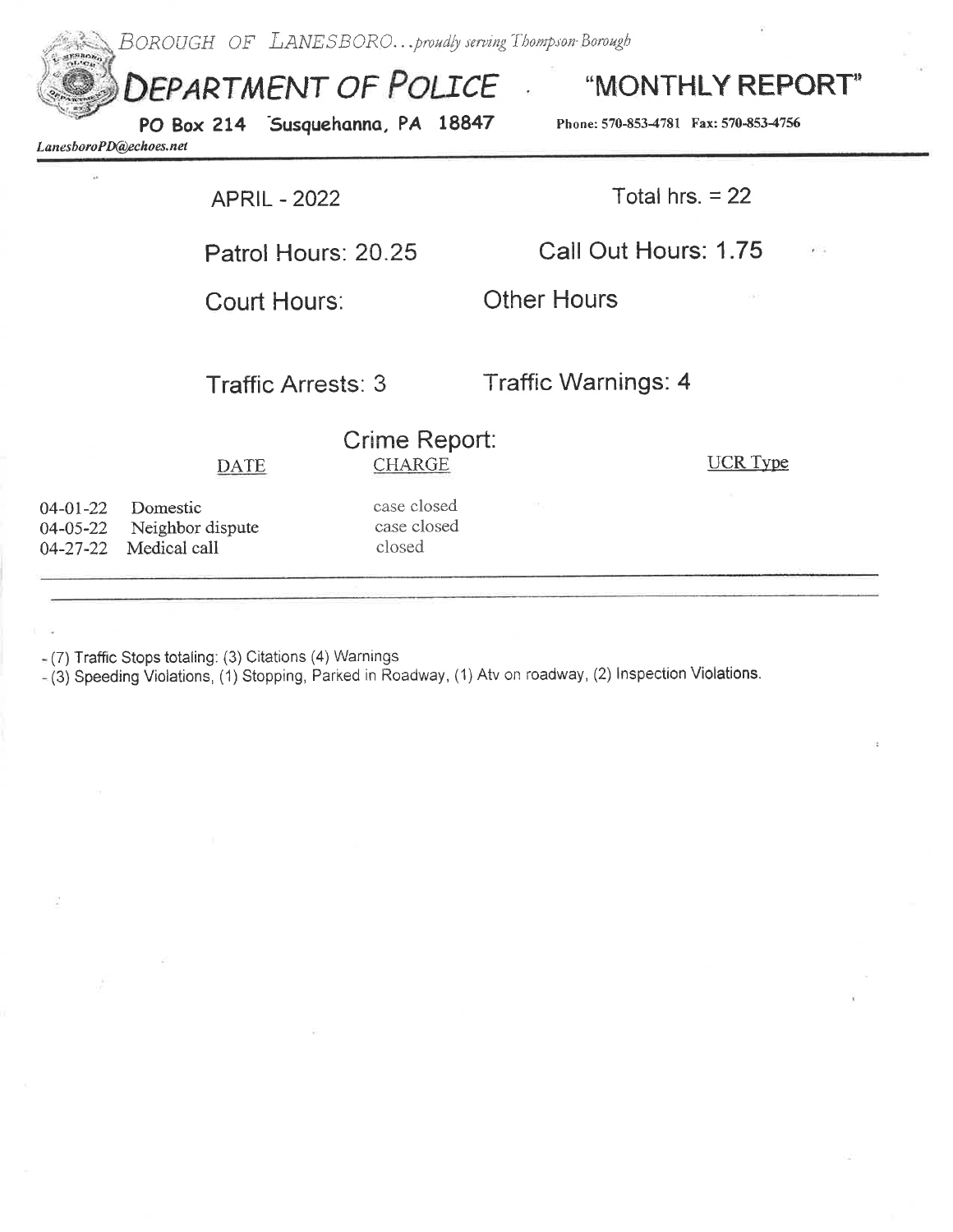BOROUGH OF LANESBORO... *proudly serving Thompson Borough*

# DEPARTMENT OF POLICE "MONTHLY REPORT"

**PO Box 214 Susquehanna, PA 18847** **Phone: 570-853-4781 Fax: 570-853-4756**

*LanesboroPD@echoes.net*

APRIL - 2022 Total hrs. = 22

Patrol Hours: 20.25 Call Out Hours: 1.75

Court Hours: Other Hours

Traffic Arrests: 3 Traffic Warnings: 4

## Crime Report:

| DATE | CHARGE | | UCR Type |
|---|---|---|---|
| 04-01-22 | Domestic | case closed | |
| 04-05-22 | Neighbor dispute | case closed | |
| 04-27-22 | Medical call | closed | |

- (7) Traffic Stops totaling: (3) Citations (4) Warnings
- (3) Speeding Violations, (1) Stopping, Parked in Roadway, (1) Atv on roadway, (2) Inspection Violations.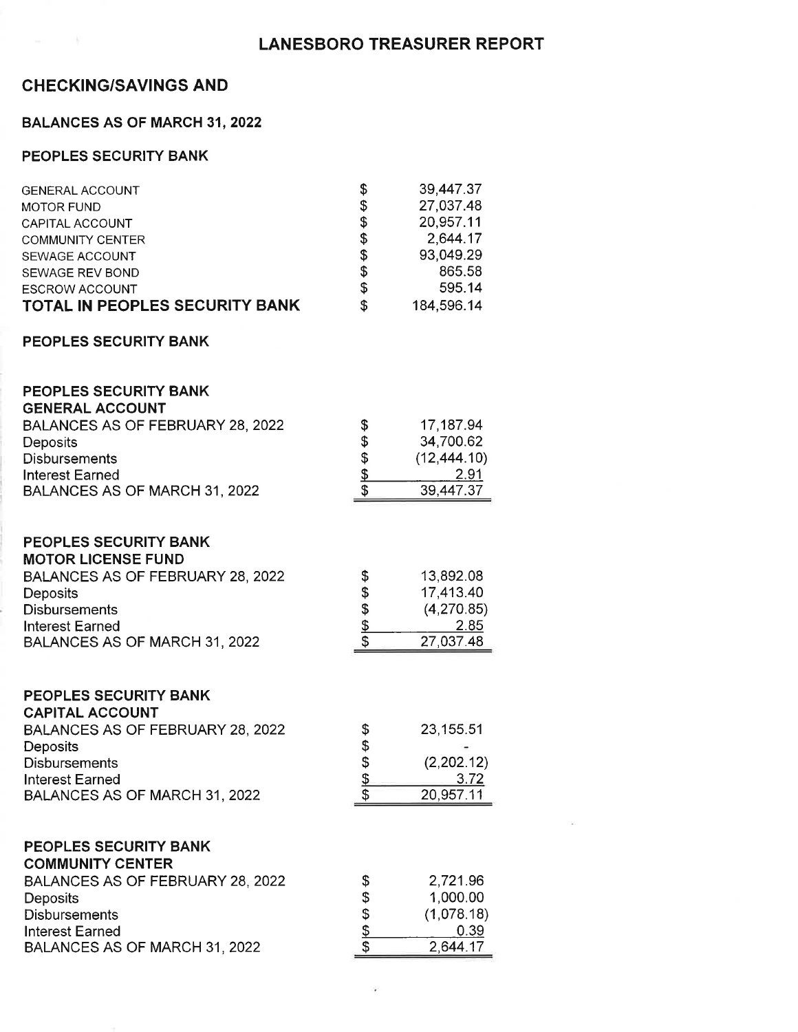# LANESBORO TREASURER REPORT

## CHECKING/SAVINGS AND

### BALANCES AS OF MARCH 31, 2022

### PEOPLES SECURITY BANK

| | | |
|---|---|---|
| GENERAL ACCOUNT | $ | 39,447.37 |
| MOTOR FUND | $ | 27,037.48 |
| CAPITAL ACCOUNT | $ | 20,957.11 |
| COMMUNITY CENTER | $ | 2,644.17 |
| SEWAGE ACCOUNT | $ | 93,049.29 |
| SEWAGE REV BOND | $ | 865.58 |
| ESCROW ACCOUNT | $ | 595.14 |
| **TOTAL IN PEOPLES SECURITY BANK** | $ | 184,596.14 |

### PEOPLES SECURITY BANK

**PEOPLES SECURITY BANK**
**GENERAL ACCOUNT**

| | | |
|---|---|---|
| BALANCES AS OF FEBRUARY 28, 2022 | $ | 17,187.94 |
| Deposits | $ | 34,700.62 |
| Disbursements | $ | (12,444.10) |
| Interest Earned | $ | 2.91 |
| BALANCES AS OF MARCH 31, 2022 | $ | 39,447.37 |

**PEOPLES SECURITY BANK**
**MOTOR LICENSE FUND**

| | | |
|---|---|---|
| BALANCES AS OF FEBRUARY 28, 2022 | $ | 13,892.08 |
| Deposits | $ | 17,413.40 |
| Disbursements | $ | (4,270.85) |
| Interest Earned | $ | 2.85 |
| BALANCES AS OF MARCH 31, 2022 | $ | 27,037.48 |

**PEOPLES SECURITY BANK**
**CAPITAL ACCOUNT**

| | | |
|---|---|---|
| BALANCES AS OF FEBRUARY 28, 2022 | $ | 23,155.51 |
| Deposits | $ | - |
| Disbursements | $ | (2,202.12) |
| Interest Earned | $ | 3.72 |
| BALANCES AS OF MARCH 31, 2022 | $ | 20,957.11 |

**PEOPLES SECURITY BANK**
**COMMUNITY CENTER**

| | | |
|---|---|---|
| BALANCES AS OF FEBRUARY 28, 2022 | $ | 2,721.96 |
| Deposits | $ | 1,000.00 |
| Disbursements | $ | (1,078.18) |
| Interest Earned | $ | 0.39 |
| BALANCES AS OF MARCH 31, 2022 | $ | 2,644.17 |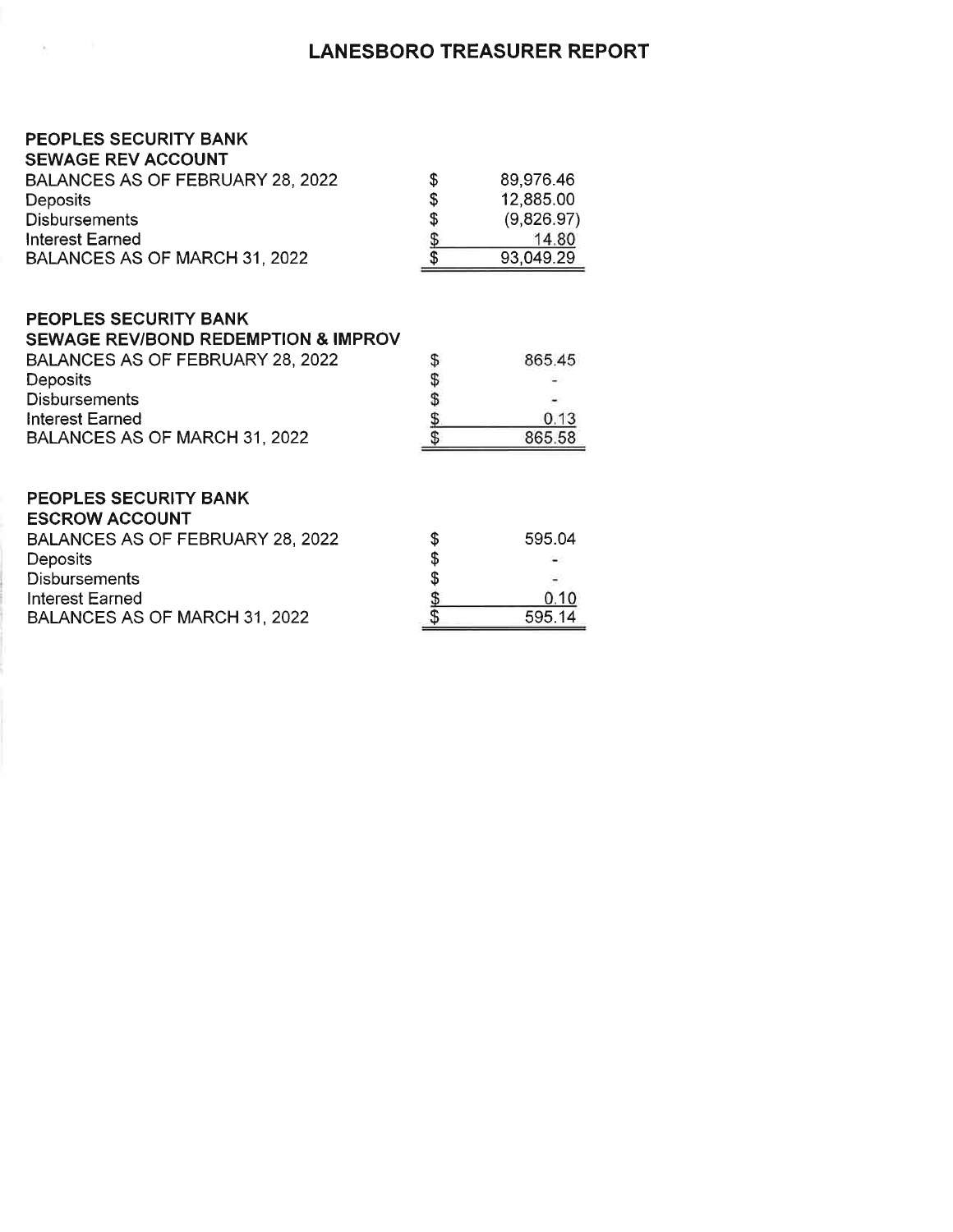# LANESBORO TREASURER REPORT

**PEOPLES SECURITY BANK**
**SEWAGE REV ACCOUNT**

| | | |
|---|---|---|
| BALANCES AS OF FEBRUARY 28, 2022 | $ | 89,976.46 |
| Deposits | $ | 12,885.00 |
| Disbursements | $ | (9,826.97) |
| Interest Earned | $ | 14.80 |
| BALANCES AS OF MARCH 31, 2022 | $ | 93,049.29 |

**PEOPLES SECURITY BANK**
**SEWAGE REV/BOND REDEMPTION & IMPROV**

| | | |
|---|---|---|
| BALANCES AS OF FEBRUARY 28, 2022 | $ | 865.45 |
| Deposits | $ | - |
| Disbursements | $ | - |
| Interest Earned | $ | 0.13 |
| BALANCES AS OF MARCH 31, 2022 | $ | 865.58 |

**PEOPLES SECURITY BANK**
**ESCROW ACCOUNT**

| | | |
|---|---|---|
| BALANCES AS OF FEBRUARY 28, 2022 | $ | 595.04 |
| Deposits | $ | - |
| Disbursements | $ | - |
| Interest Earned | $ | 0.10 |
| BALANCES AS OF MARCH 31, 2022 | $ | 595.14 |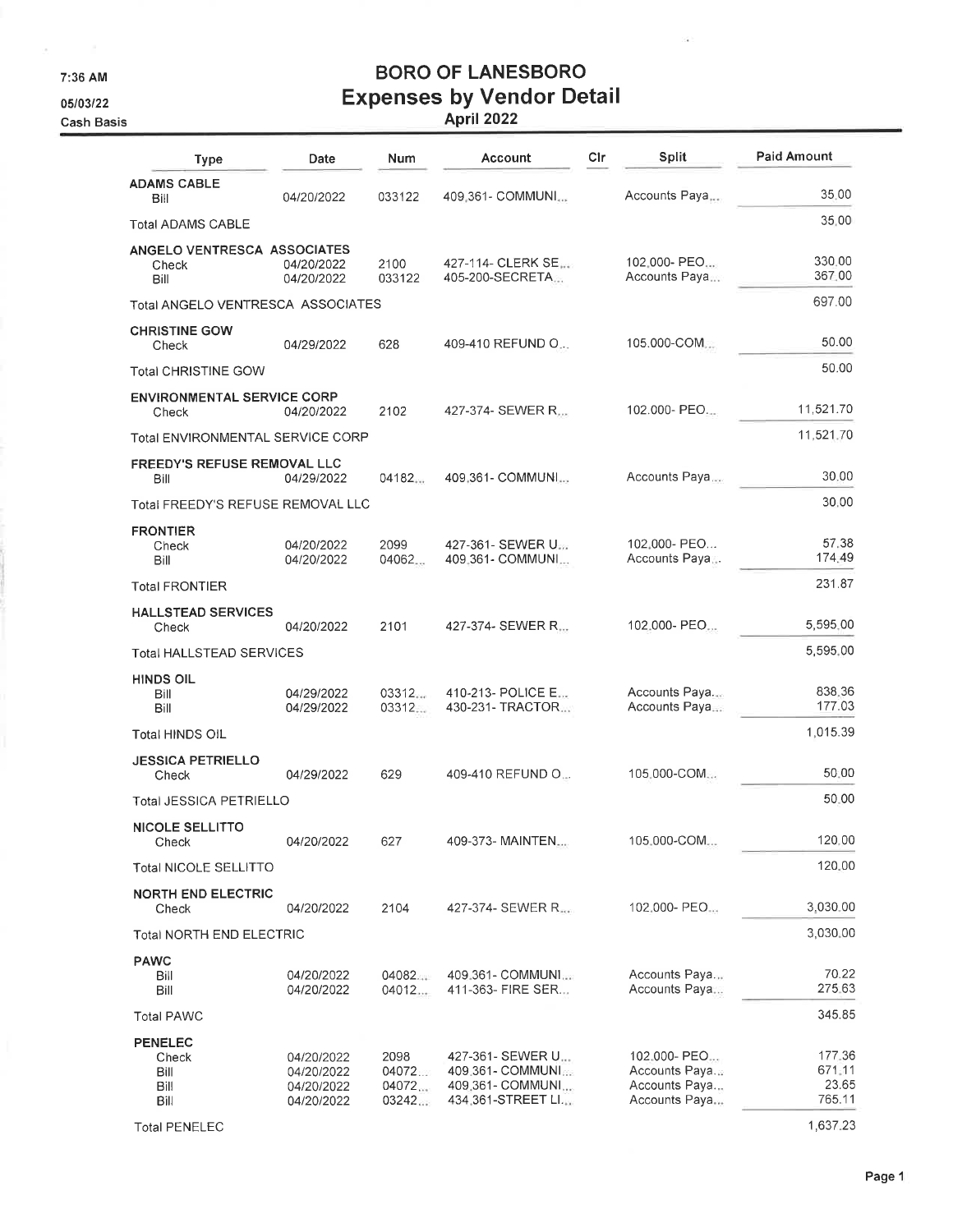7:36 AM
05/03/22
Cash Basis

# BORO OF LANESBORO
## Expenses by Vendor Detail
### April 2022

| Type | Date | Num | Account | Clr | Split | Paid Amount |
|---|---|---|---|---|---|---|
| **ADAMS CABLE** | | | | | | |
| Bill | 04/20/2022 | 033122 | 409.361- COMMUNI... | | Accounts Paya... | 35.00 |
| Total ADAMS CABLE | | | | | | 35.00 |
| **ANGELO VENTRESCA ASSOCIATES** | | | | | | |
| Check | 04/20/2022 | 2100 | 427-114- CLERK SE... | | 102.000- PEO... | 330.00 |
| Bill | 04/20/2022 | 033122 | 405-200-SECRETA... | | Accounts Paya... | 367.00 |
| Total ANGELO VENTRESCA ASSOCIATES | | | | | | 697.00 |
| **CHRISTINE GOW** | | | | | | |
| Check | 04/29/2022 | 628 | 409-410 REFUND O... | | 105.000-COM... | 50.00 |
| Total CHRISTINE GOW | | | | | | 50.00 |
| **ENVIRONMENTAL SERVICE CORP** | | | | | | |
| Check | 04/20/2022 | 2102 | 427-374- SEWER R... | | 102.000- PEO... | 11,521.70 |
| Total ENVIRONMENTAL SERVICE CORP | | | | | | 11,521.70 |
| **FREEDY'S REFUSE REMOVAL LLC** | | | | | | |
| Bill | 04/29/2022 | 04182... | 409.361- COMMUNI... | | Accounts Paya... | 30.00 |
| Total FREEDY'S REFUSE REMOVAL LLC | | | | | | 30.00 |
| **FRONTIER** | | | | | | |
| Check | 04/20/2022 | 2099 | 427-361- SEWER U... | | 102.000- PEO... | 57.38 |
| Bill | 04/20/2022 | 04062... | 409.361- COMMUNI... | | Accounts Paya... | 174.49 |
| Total FRONTIER | | | | | | 231.87 |
| **HALLSTEAD SERVICES** | | | | | | |
| Check | 04/20/2022 | 2101 | 427-374- SEWER R... | | 102.000- PEO... | 5,595.00 |
| Total HALLSTEAD SERVICES | | | | | | 5,595.00 |
| **HINDS OIL** | | | | | | |
| Bill | 04/29/2022 | 03312... | 410-213- POLICE E... | | Accounts Paya... | 838.36 |
| Bill | 04/29/2022 | 03312... | 430-231- TRACTOR... | | Accounts Paya... | 177.03 |
| Total HINDS OIL | | | | | | 1,015.39 |
| **JESSICA PETRIELLO** | | | | | | |
| Check | 04/29/2022 | 629 | 409-410 REFUND O... | | 105.000-COM... | 50.00 |
| Total JESSICA PETRIELLO | | | | | | 50.00 |
| **NICOLE SELLITTO** | | | | | | |
| Check | 04/20/2022 | 627 | 409-373- MAINTEN... | | 105.000-COM... | 120.00 |
| Total NICOLE SELLITTO | | | | | | 120.00 |
| **NORTH END ELECTRIC** | | | | | | |
| Check | 04/20/2022 | 2104 | 427-374- SEWER R... | | 102.000- PEO... | 3,030.00 |
| Total NORTH END ELECTRIC | | | | | | 3,030.00 |
| **PAWC** | | | | | | |
| Bill | 04/20/2022 | 04082... | 409.361- COMMUNI... | | Accounts Paya... | 70.22 |
| Bill | 04/20/2022 | 04012... | 411-363- FIRE SER... | | Accounts Paya... | 275.63 |
| Total PAWC | | | | | | 345.85 |
| **PENELEC** | | | | | | |
| Check | 04/20/2022 | 2098 | 427-361- SEWER U... | | 102.000- PEO... | 177.36 |
| Bill | 04/20/2022 | 04072... | 409.361- COMMUNI... | | Accounts Paya... | 671.11 |
| Bill | 04/20/2022 | 04072... | 409.361- COMMUNI... | | Accounts Paya... | 23.65 |
| Bill | 04/20/2022 | 03242... | 434.361-STREET LI... | | Accounts Paya... | 765.11 |
| Total PENELEC | | | | | | 1,637.23 |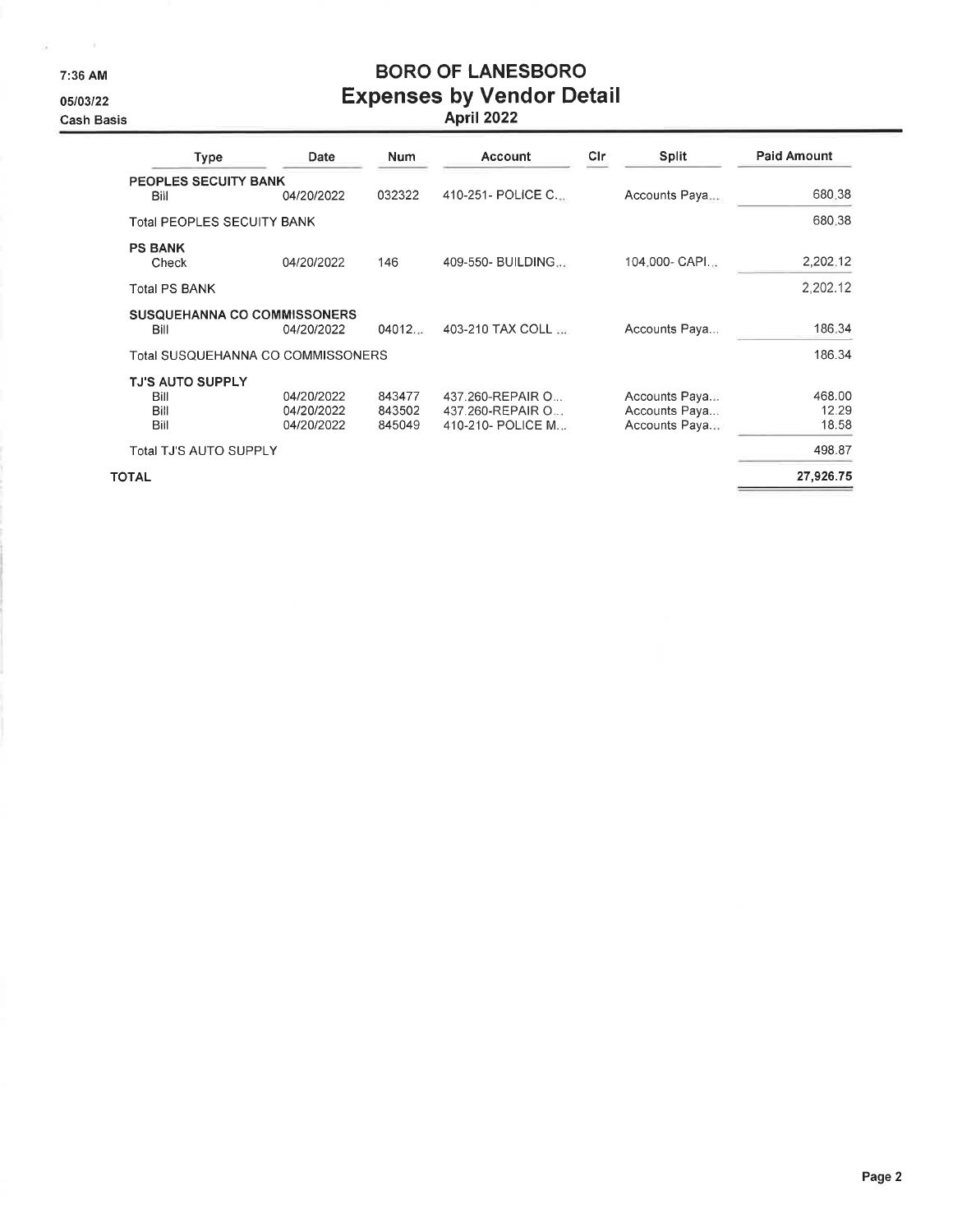# BORO OF LANESBORO

## Expenses by Vendor Detail

### April 2022

7:36 AM
05/03/22
Cash Basis

| Type | Date | Num | Account | Clr | Split | Paid Amount |
|---|---|---|---|---|---|---|
| **PEOPLES SECUITY BANK** | | | | | | |
| Bill | 04/20/2022 | 032322 | 410-251- POLICE C... | | Accounts Paya... | 680.38 |
| Total PEOPLES SECUITY BANK | | | | | | 680.38 |
| **PS BANK** | | | | | | |
| Check | 04/20/2022 | 146 | 409-550- BUILDING... | | 104.000- CAPI... | 2,202.12 |
| Total PS BANK | | | | | | 2,202.12 |
| **SUSQUEHANNA CO COMMISSONERS** | | | | | | |
| Bill | 04/20/2022 | 04012... | 403-210 TAX COLL ... | | Accounts Paya... | 186.34 |
| Total SUSQUEHANNA CO COMMISSONERS | | | | | | 186.34 |
| **TJ'S AUTO SUPPLY** | | | | | | |
| Bill | 04/20/2022 | 843477 | 437.260-REPAIR O... | | Accounts Paya... | 468.00 |
| Bill | 04/20/2022 | 843502 | 437.260-REPAIR O... | | Accounts Paya... | 12.29 |
| Bill | 04/20/2022 | 845049 | 410-210- POLICE M... | | Accounts Paya... | 18.58 |
| Total TJ'S AUTO SUPPLY | | | | | | 498.87 |
| **TOTAL** | | | | | | **27,926.75** |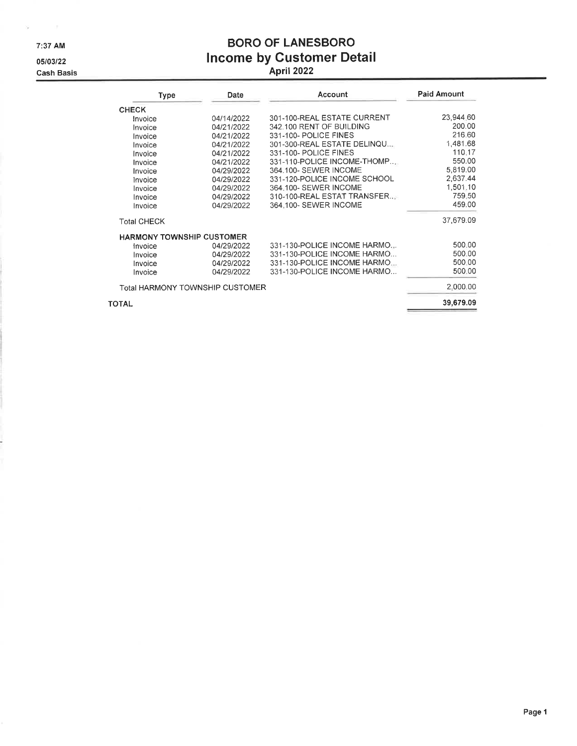7:37 AM
05/03/22
Cash Basis

# BORO OF LANESBORO
## Income by Customer Detail
### April 2022

| Type | Date | Account | Paid Amount |
|---|---|---|---|
| **CHECK** | | | |
| Invoice | 04/14/2022 | 301-100-REAL ESTATE CURRENT | 23,944.60 |
| Invoice | 04/21/2022 | 342.100 RENT OF BUILDING | 200.00 |
| Invoice | 04/21/2022 | 331-100- POLICE FINES | 216.60 |
| Invoice | 04/21/2022 | 301-300-REAL ESTATE DELINQU... | 1,481.68 |
| Invoice | 04/21/2022 | 331-100- POLICE FINES | 110.17 |
| Invoice | 04/21/2022 | 331-110-POLICE INCOME-THOMP... | 550.00 |
| Invoice | 04/29/2022 | 364.100- SEWER INCOME | 5,819.00 |
| Invoice | 04/29/2022 | 331-120-POLICE INCOME SCHOOL | 2,637.44 |
| Invoice | 04/29/2022 | 364.100- SEWER INCOME | 1,501.10 |
| Invoice | 04/29/2022 | 310-100-REAL ESTAT TRANSFER... | 759.50 |
| Invoice | 04/29/2022 | 364.100- SEWER INCOME | 459.00 |
| Total CHECK | | | 37,679.09 |
| **HARMONY TOWNSHIP CUSTOMER** | | | |
| Invoice | 04/29/2022 | 331-130-POLICE INCOME HARMO... | 500.00 |
| Invoice | 04/29/2022 | 331-130-POLICE INCOME HARMO... | 500.00 |
| Invoice | 04/29/2022 | 331-130-POLICE INCOME HARMO... | 500.00 |
| Invoice | 04/29/2022 | 331-130-POLICE INCOME HARMO... | 500.00 |
| Total HARMONY TOWNSHIP CUSTOMER | | | 2,000.00 |
| **TOTAL** | | | **39,679.09** |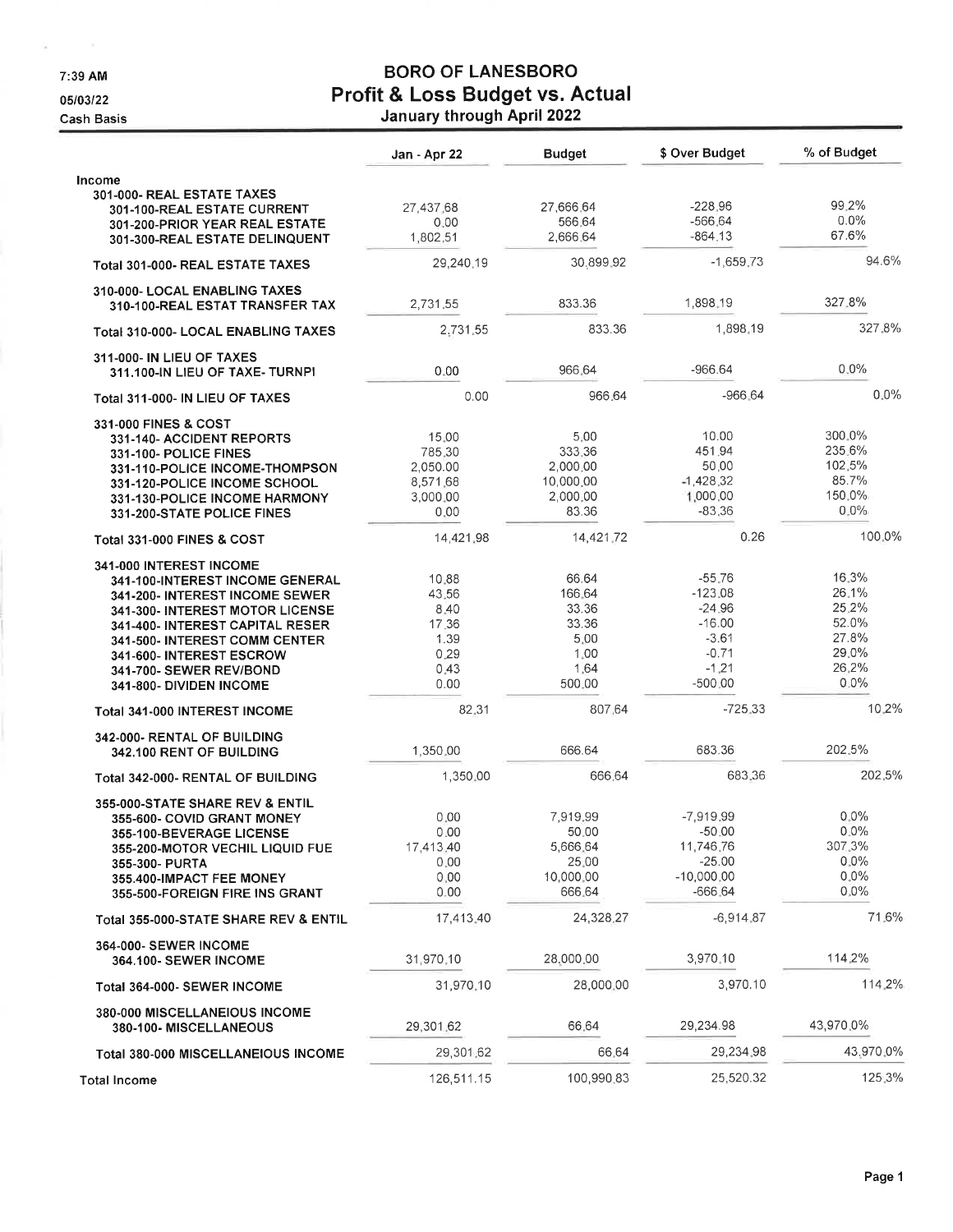7:39 AM
05/03/22
Cash Basis

# BORO OF LANESBORO
## Profit & Loss Budget vs. Actual
### January through April 2022

| | Jan - Apr 22 | Budget | $ Over Budget | % of Budget |
|---|---|---|---|---|
| **Income** | | | | |
| 301-000- REAL ESTATE TAXES | | | | |
| 301-100-REAL ESTATE CURRENT | 27,437.68 | 27,666.64 | -228.96 | 99.2% |
| 301-200-PRIOR YEAR REAL ESTATE | 0.00 | 566.64 | -566.64 | 0.0% |
| 301-300-REAL ESTATE DELINQUENT | 1,802.51 | 2,666.64 | -864.13 | 67.6% |
| Total 301-000- REAL ESTATE TAXES | 29,240.19 | 30,899.92 | -1,659.73 | 94.6% |
| 310-000- LOCAL ENABLING TAXES | | | | |
| 310-100-REAL ESTAT TRANSFER TAX | 2,731.55 | 833.36 | 1,898.19 | 327.8% |
| Total 310-000- LOCAL ENABLING TAXES | 2,731.55 | 833.36 | 1,898.19 | 327.8% |
| 311-000- IN LIEU OF TAXES | | | | |
| 311.100-IN LIEU OF TAXE- TURNPI | 0.00 | 966.64 | -966.64 | 0.0% |
| Total 311-000- IN LIEU OF TAXES | 0.00 | 966.64 | -966.64 | 0.0% |
| 331-000 FINES & COST | | | | |
| 331-140- ACCIDENT REPORTS | 15.00 | 5.00 | 10.00 | 300.0% |
| 331-100- POLICE FINES | 785.30 | 333.36 | 451.94 | 235.6% |
| 331-110-POLICE INCOME-THOMPSON | 2,050.00 | 2,000.00 | 50.00 | 102.5% |
| 331-120-POLICE INCOME-SCHOOL | 8,571.68 | 10,000.00 | -1,428.32 | 85.7% |
| 331-130-POLICE INCOME HARMONY | 3,000.00 | 2,000.00 | 1,000.00 | 150.0% |
| 331-200-STATE POLICE FINES | 0.00 | 83.36 | -83.36 | 0.0% |
| Total 331-000 FINES & COST | 14,421.98 | 14,421.72 | 0.26 | 100.0% |
| 341-000 INTEREST INCOME | | | | |
| 341-100-INTEREST INCOME GENERAL | 10.88 | 66.64 | -55.76 | 16.3% |
| 341-200- INTEREST INCOME SEWER | 43.56 | 166.64 | -123.08 | 26.1% |
| 341-300- INTEREST MOTOR LICENSE | 8.40 | 33.36 | -24.96 | 25.2% |
| 341-400- INTEREST CAPITAL RESER | 17.36 | 33.36 | -16.00 | 52.0% |
| 341-500- INTEREST COMM CENTER | 1.39 | 5.00 | -3.61 | 27.8% |
| 341-600- INTEREST ESCROW | 0.29 | 1.00 | -0.71 | 29.0% |
| 341-700- SEWER REV/BOND | 0.43 | 1.64 | -1.21 | 26.2% |
| 341-800- DIVIDEN INCOME | 0.00 | 500.00 | -500.00 | 0.0% |
| Total 341-000 INTEREST INCOME | 82.31 | 807.64 | -725.33 | 10.2% |
| 342-000- RENTAL OF BUILDING | | | | |
| 342.100 RENT OF BUILDING | 1,350.00 | 666.64 | 683.36 | 202.5% |
| Total 342-000- RENTAL OF BUILDING | 1,350.00 | 666.64 | 683.36 | 202.5% |
| 355-000-STATE SHARE REV & ENTIL | | | | |
| 355-600- COVID GRANT MONEY | 0.00 | 7,919.99 | -7,919.99 | 0.0% |
| 355-100-BEVERAGE LICENSE | 0.00 | 50.00 | -50.00 | 0.0% |
| 355-200-MOTOR VECHIL LIQUID FUE | 17,413.40 | 5,666.64 | 11,746.76 | 307.3% |
| 355-300- PURTA | 0.00 | 25.00 | -25.00 | 0.0% |
| 355.400-IMPACT FEE MONEY | 0.00 | 10,000.00 | -10,000.00 | 0.0% |
| 355-500-FOREIGN FIRE INS GRANT | 0.00 | 666.64 | -666.64 | 0.0% |
| Total 355-000-STATE SHARE REV & ENTIL | 17,413.40 | 24,328.27 | -6,914.87 | 71.6% |
| 364-000- SEWER INCOME | | | | |
| 364.100- SEWER INCOME | 31,970.10 | 28,000.00 | 3,970.10 | 114.2% |
| Total 364-000- SEWER INCOME | 31,970.10 | 28,000.00 | 3,970.10 | 114.2% |
| 380-000 MISCELLANEIOUS INCOME | | | | |
| 380-100- MISCELLANEOUS | 29,301.62 | 66.64 | 29,234.98 | 43,970.0% |
| Total 380-000 MISCELLANEIOUS INCOME | 29,301.62 | 66.64 | 29,234.98 | 43,970.0% |
| Total Income | 126,511.15 | 100,990.83 | 25,520.32 | 125.3% |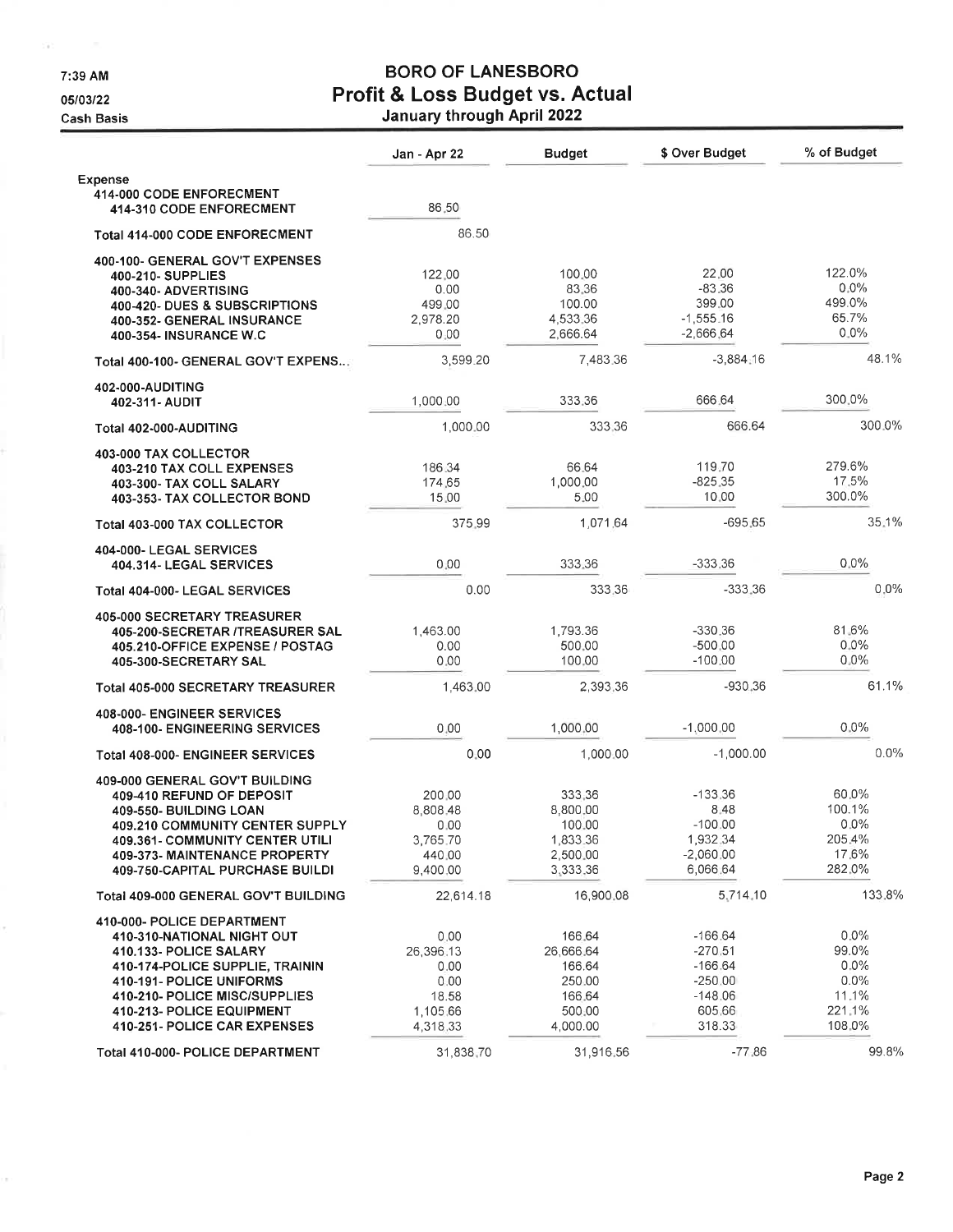# BORO OF LANESBORO
## Profit & Loss Budget vs. Actual
### January through April 2022

7:39 AM
05/03/22
Cash Basis

| | Jan - Apr 22 | Budget | $ Over Budget | % of Budget |
|---|---|---|---|---|
| **Expense** | | | | |
| 414-000 CODE ENFORECMENT | | | | |
| 414-310 CODE ENFORECMENT | 86.50 | | | |
| Total 414-000 CODE ENFORECMENT | 86.50 | | | |
| 400-100- GENERAL GOV'T EXPENSES | | | | |
| 400-210- SUPPLIES | 122.00 | 100.00 | 22.00 | 122.0% |
| 400-340- ADVERTISING | 0.00 | 83.36 | -83.36 | 0.0% |
| 400-420- DUES & SUBSCRIPTIONS | 499.00 | 100.00 | 399.00 | 499.0% |
| 400-352- GENERAL INSURANCE | 2,978.20 | 4,533.36 | -1,555.16 | 65.7% |
| 400-354- INSURANCE W.C | 0.00 | 2,666.64 | -2,666.64 | 0.0% |
| Total 400-100- GENERAL GOV'T EXPENS... | 3,599.20 | 7,483.36 | -3,884.16 | 48.1% |
| 402-000-AUDITING | | | | |
| 402-311- AUDIT | 1,000.00 | 333.36 | 666.64 | 300.0% |
| Total 402-000-AUDITING | 1,000.00 | 333.36 | 666.64 | 300.0% |
| 403-000 TAX COLLECTOR | | | | |
| 403-210 TAX COLL EXPENSES | 186.34 | 66.64 | 119.70 | 279.6% |
| 403-300- TAX COLL SALARY | 174.65 | 1,000.00 | -825.35 | 17.5% |
| 403-353- TAX COLLECTOR BOND | 15.00 | 5.00 | 10.00 | 300.0% |
| Total 403-000 TAX COLLECTOR | 375.99 | 1,071.64 | -695.65 | 35.1% |
| 404-000- LEGAL SERVICES | | | | |
| 404.314- LEGAL SERVICES | 0.00 | 333.36 | -333.36 | 0.0% |
| Total 404-000- LEGAL SERVICES | 0.00 | 333.36 | -333.36 | 0.0% |
| 405-000 SECRETARY TREASURER | | | | |
| 405-200-SECRETAR /TREASURER SAL | 1,463.00 | 1,793.36 | -330.36 | 81.6% |
| 405.210-OFFICE EXPENSE / POSTAG | 0.00 | 500.00 | -500.00 | 0.0% |
| 405-300-SECRETARY SAL | 0.00 | 100.00 | -100.00 | 0.0% |
| Total 405-000 SECRETARY TREASURER | 1,463.00 | 2,393.36 | -930.36 | 61.1% |
| 408-000- ENGINEER SERVICES | | | | |
| 408-100- ENGINEERING SERVICES | 0.00 | 1,000.00 | -1,000.00 | 0.0% |
| Total 408-000- ENGINEER SERVICES | 0.00 | 1,000.00 | -1,000.00 | 0.0% |
| 409-000 GENERAL GOV'T BUILDING | | | | |
| 409-410 REFUND OF DEPOSIT | 200.00 | 333.36 | -133.36 | 60.0% |
| 409-550- BUILDING LOAN | 8,808.48 | 8,800.00 | 8.48 | 100.1% |
| 409.210 COMMUNITY CENTER SUPPLY | 0.00 | 100.00 | -100.00 | 0.0% |
| 409.361- COMMUNITY CENTER UTILI | 3,765.70 | 1,833.36 | 1,932.34 | 205.4% |
| 409-373- MAINTENANCE PROPERTY | 440.00 | 2,500.00 | -2,060.00 | 17.6% |
| 409-750-CAPITAL PURCHASE BUILDI | 9,400.00 | 3,333.36 | 6,066.64 | 282.0% |
| Total 409-000 GENERAL GOV'T BUILDING | 22,614.18 | 16,900.08 | 5,714.10 | 133.8% |
| 410-000- POLICE DEPARTMENT | | | | |
| 410-310-NATIONAL NIGHT OUT | 0.00 | 166.64 | -166.64 | 0.0% |
| 410.133- POLICE SALARY | 26,396.13 | 26,666.64 | -270.51 | 99.0% |
| 410-174-POLICE SUPPLIE, TRAININ | 0.00 | 166.64 | -166.64 | 0.0% |
| 410-191- POLICE UNIFORMS | 0.00 | 250.00 | -250.00 | 0.0% |
| 410-210- POLICE MISC/SUPPLIES | 18.58 | 166.64 | -148.06 | 11.1% |
| 410-213- POLICE EQUIPMENT | 1,105.66 | 500.00 | 605.66 | 221.1% |
| 410-251- POLICE CAR EXPENSES | 4,318.33 | 4,000.00 | 318.33 | 108.0% |
| Total 410-000- POLICE DEPARTMENT | 31,838.70 | 31,916.56 | -77.86 | 99.8% |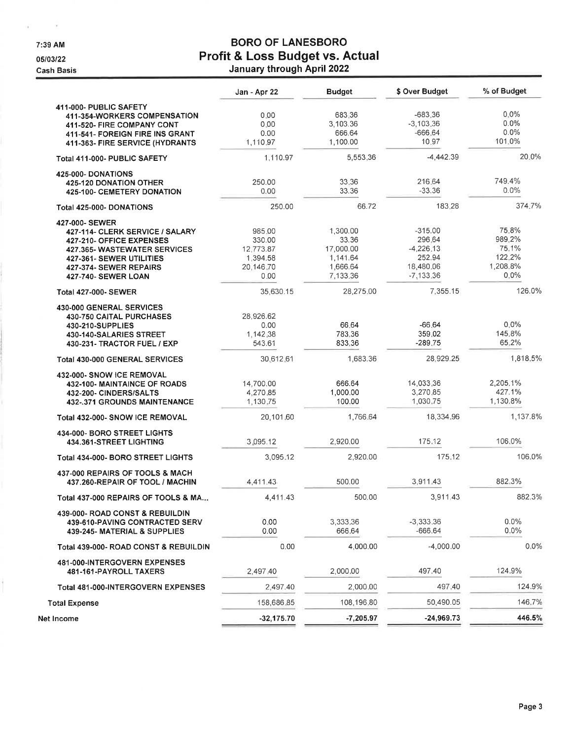# BORO OF LANESBORO

## Profit & Loss Budget vs. Actual

### January through April 2022

7:39 AM
05/03/22
Cash Basis

| | Jan - Apr 22 | Budget | $ Over Budget | % of Budget |
|---|---|---|---|---|
| **411-000- PUBLIC SAFETY** | | | | |
| 411-354-WORKERS COMPENSATION | 0.00 | 683.36 | -683.36 | 0.0% |
| 411-520- FIRE COMPANY CONT | 0.00 | 3,103.36 | -3,103.36 | 0.0% |
| 411-541- FOREIGN FIRE INS GRANT | 0.00 | 666.64 | -666.64 | 0.0% |
| 411-363- FIRE SERVICE (HYDRANTS | 1,110.97 | 1,100.00 | 10.97 | 101.0% |
| **Total 411-000- PUBLIC SAFETY** | 1,110.97 | 5,553.36 | -4,442.39 | 20.0% |
| **425-000- DONATIONS** | | | | |
| 425-120 DONATION OTHER | 250.00 | 33.36 | 216.64 | 749.4% |
| 425-100- CEMETERY DONATION | 0.00 | 33.36 | -33.36 | 0.0% |
| **Total 425-000- DONATIONS** | 250.00 | 66.72 | 183.28 | 374.7% |
| **427-000- SEWER** | | | | |
| 427-114- CLERK SERVICE / SALARY | 985.00 | 1,300.00 | -315.00 | 75.8% |
| 427-210- OFFICE EXPENSES | 330.00 | 33.36 | 296.64 | 989.2% |
| 427.365- WASTEWATER SERVICES | 12,773.87 | 17,000.00 | -4,226.13 | 75.1% |
| 427-361- SEWER UTILITIES | 1,394.58 | 1,141.64 | 252.94 | 122.2% |
| 427-374- SEWER REPAIRS | 20,146.70 | 1,666.64 | 18,480.06 | 1,208.8% |
| 427-740- SEWER LOAN | 0.00 | 7,133.36 | -7,133.36 | 0.0% |
| **Total 427-000- SEWER** | 35,630.15 | 28,275.00 | 7,355.15 | 126.0% |
| **430-000 GENERAL SERVICES** | | | | |
| 430-750 CAITAL PURCHASES | 28,926.62 | | | |
| 430-210-SUPPLIES | 0.00 | 66.64 | -66.64 | 0.0% |
| 430-140-SALARIES STREET | 1,142.38 | 783.36 | 359.02 | 145.8% |
| 430-231- TRACTOR FUEL / EXP | 543.61 | 833.36 | -289.75 | 65.2% |
| **Total 430-000 GENERAL SERVICES** | 30,612.61 | 1,683.36 | 28,929.25 | 1,818.5% |
| **432-000- SNOW ICE REMOVAL** | | | | |
| 432-100- MAINTAINCE OF ROADS | 14,700.00 | 666.64 | 14,033.36 | 2,205.1% |
| 432-200- CINDERS/SALTS | 4,270.85 | 1,000.00 | 3,270.85 | 427.1% |
| 432-.371 GROUNDS MAINTENANCE | 1,130.75 | 100.00 | 1,030.75 | 1,130.8% |
| **Total 432-000- SNOW ICE REMOVAL** | 20,101.60 | 1,766.64 | 18,334.96 | 1,137.8% |
| **434-000- BORO STREET LIGHTS** | | | | |
| 434.361-STREET LIGHTING | 3,095.12 | 2,920.00 | 175.12 | 106.0% |
| **Total 434-000- BORO STREET LIGHTS** | 3,095.12 | 2,920.00 | 175.12 | 106.0% |
| **437-000 REPAIRS OF TOOLS & MACH** | | | | |
| 437.260-REPAIR OF TOOL / MACHIN | 4,411.43 | 500.00 | 3,911.43 | 882.3% |
| **Total 437-000 REPAIRS OF TOOLS & MA...** | 4,411.43 | 500.00 | 3,911.43 | 882.3% |
| **439-000- ROAD CONST & REBUILDIN** | | | | |
| 439-610-PAVING CONTRACTED SERV | 0.00 | 3,333.36 | -3,333.36 | 0.0% |
| 439-245- MATERIAL & SUPPLIES | 0.00 | 666.64 | -666.64 | 0.0% |
| **Total 439-000- ROAD CONST & REBUILDIN** | 0.00 | 4,000.00 | -4,000.00 | 0.0% |
| **481-000-INTERGOVERN EXPENSES** | | | | |
| 481-161-PAYROLL TAXERS | 2,497.40 | 2,000.00 | 497.40 | 124.9% |
| **Total 481-000-INTERGOVERN EXPENSES** | 2,497.40 | 2,000.00 | 497.40 | 124.9% |
| **Total Expense** | 158,686.85 | 108,196.80 | 50,490.05 | 146.7% |
| **Net Income** | **-32,175.70** | **-7,205.97** | **-24,969.73** | **446.5%** |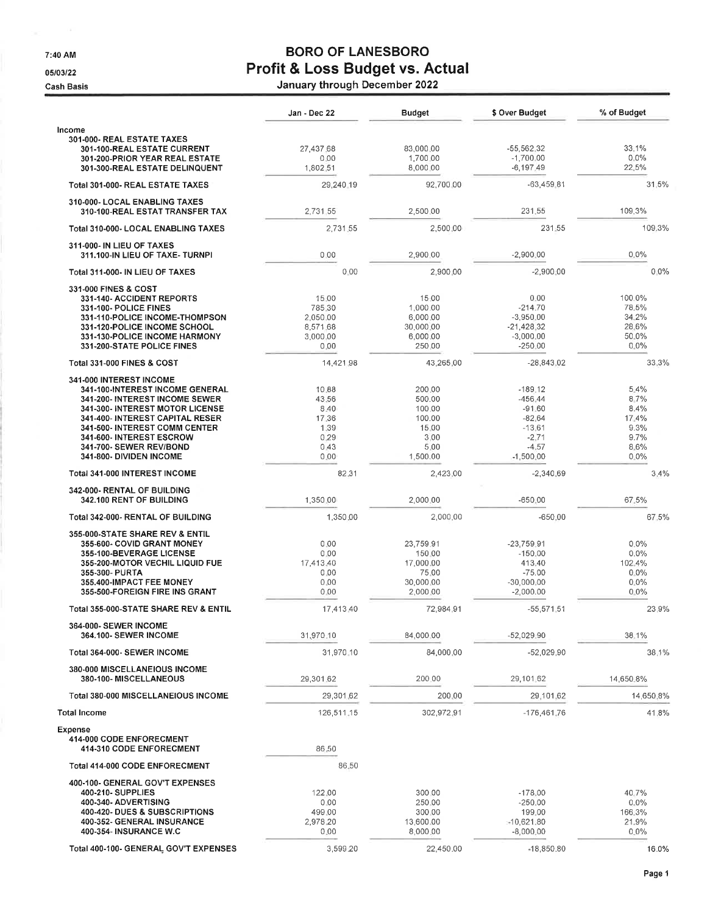7:40 AM

05/03/22

Cash Basis

# BORO OF LANESBORO
## Profit & Loss Budget vs. Actual
### January through December 2022

| | Jan - Dec 22 | Budget | $ Over Budget | % of Budget |
|---|---|---|---|---|
| **Income** | | | | |
| 301-000- REAL ESTATE TAXES | | | | |
| 301-100-REAL ESTATE CURRENT | 27,437.68 | 83,000.00 | -55,562.32 | 33.1% |
| 301-200-PRIOR YEAR REAL ESTATE | 0.00 | 1,700.00 | -1,700.00 | 0.0% |
| 301-300-REAL ESTATE DELINQUENT | 1,802.51 | 8,000.00 | -6,197.49 | 22.5% |
| Total 301-000- REAL ESTATE TAXES | 29,240.19 | 92,700.00 | -63,459.81 | 31.5% |
| 310-000- LOCAL ENABLING TAXES | | | | |
| 310-100-REAL ESTAT TRANSFER TAX | 2,731.55 | 2,500.00 | 231.55 | 109.3% |
| Total 310-000- LOCAL ENABLING TAXES | 2,731.55 | 2,500.00 | 231.55 | 109.3% |
| 311-000- IN LIEU OF TAXES | | | | |
| 311.100-IN LIEU OF TAXE- TURNPI | 0.00 | 2,900.00 | -2,900.00 | 0.0% |
| Total 311-000- IN LIEU OF TAXES | 0.00 | 2,900.00 | -2,900.00 | 0.0% |
| 331-000 FINES & COST | | | | |
| 331-140- ACCIDENT REPORTS | 15.00 | 15.00 | 0.00 | 100.0% |
| 331-100- POLICE FINES | 785.30 | 1,000.00 | -214.70 | 78.5% |
| 331-110-POLICE INCOME-THOMPSON | 2,050.00 | 6,000.00 | -3,950.00 | 34.2% |
| 331-120-POLICE INCOME SCHOOL | 8,571.68 | 30,000.00 | -21,428.32 | 28.6% |
| 331-130-POLICE INCOME HARMONY | 3,000.00 | 6,000.00 | -3,000.00 | 50.0% |
| 331-200-STATE POLICE FINES | 0.00 | 250.00 | -250.00 | 0.0% |
| Total 331-000 FINES & COST | 14,421.98 | 43,265.00 | -28,843.02 | 33.3% |
| 341-000 INTEREST INCOME | | | | |
| 341-100-INTEREST INCOME GENERAL | 10.88 | 200.00 | -189.12 | 5.4% |
| 341-200- INTEREST INCOME SEWER | 43.56 | 500.00 | -456.44 | 8.7% |
| 341-300- INTEREST MOTOR LICENSE | 8.40 | 100.00 | -91.60 | 8.4% |
| 341-400- INTEREST CAPITAL RESER | 17.36 | 100.00 | -82.64 | 17.4% |
| 341-500- INTEREST COMM CENTER | 1.39 | 15.00 | -13.61 | 9.3% |
| 341-600- INTEREST ESCROW | 0.29 | 3.00 | -2.71 | 9.7% |
| 341-700- SEWER REV/BOND | 0.43 | 5.00 | -4.57 | 8.6% |
| 341-800- DIVIDEN INCOME | 0.00 | 1,500.00 | -1,500.00 | 0.0% |
| Total 341-000 INTEREST INCOME | 82.31 | 2,423.00 | -2,340.69 | 3.4% |
| 342-000- RENTAL OF BUILDING | | | | |
| 342.100 RENT OF BUILDING | 1,350.00 | 2,000.00 | -650.00 | 67.5% |
| Total 342-000- RENTAL OF BUILDING | 1,350.00 | 2,000.00 | -650.00 | 67.5% |
| 355-000-STATE SHARE REV & ENTIL | | | | |
| 355-600- COVID GRANT MONEY | 0.00 | 23,759.91 | -23,759.91 | 0.0% |
| 355-100-BEVERAGE LICENSE | 0.00 | 150.00 | -150.00 | 0.0% |
| 355-200-MOTOR VECHIL LIQUID FUE | 17,413.40 | 17,000.00 | 413.40 | 102.4% |
| 355-300- PURTA | 0.00 | 75.00 | -75.00 | 0.0% |
| 355.400-IMPACT FEE MONEY | 0.00 | 30,000.00 | -30,000.00 | 0.0% |
| 355-500-FOREIGN FIRE INS GRANT | 0.00 | 2,000.00 | -2,000.00 | 0.0% |
| Total 355-000-STATE SHARE REV & ENTIL | 17,413.40 | 72,984.91 | -55,571.51 | 23.9% |
| 364-000- SEWER INCOME | | | | |
| 364.100- SEWER INCOME | 31,970.10 | 84,000.00 | -52,029.90 | 38.1% |
| Total 364-000- SEWER INCOME | 31,970.10 | 84,000.00 | -52,029.90 | 38.1% |
| 380-000 MISCELLANEOUS INCOME | | | | |
| 380-100- MISCELLANEOUS | 29,301.62 | 200.00 | 29,101.62 | 14,650.8% |
| Total 380-000 MISCELLANEIOUS INCOME | 29,301.62 | 200.00 | 29,101.62 | 14,650.8% |
| **Total Income** | 126,511.15 | 302,972.91 | -176,461.76 | 41.8% |
| **Expense** | | | | |
| 414-000 CODE ENFORECMENT | | | | |
| 414-310 CODE ENFORECMENT | 86.50 | | | |
| Total 414-000 CODE ENFORECMENT | 86.50 | | | |
| 400-100- GENERAL GOV'T EXPENSES | | | | |
| 400-210- SUPPLIES | 122.00 | 300.00 | -178.00 | 40.7% |
| 400-340- ADVERTISING | 0.00 | 250.00 | -250.00 | 0.0% |
| 400-420- DUES & SUBSCRIPTIONS | 499.00 | 300.00 | 199.00 | 166.3% |
| 400-352- GENERAL INSURANCE | 2,978.20 | 13,600.00 | -10,621.80 | 21.9% |
| 400-354- INSURANCE W.C | 0.00 | 8,000.00 | -8,000.00 | 0.0% |
| Total 400-100- GENERAL GOV'T EXPENSES | 3,599.20 | 22,450.00 | -18,850.80 | 16.0% |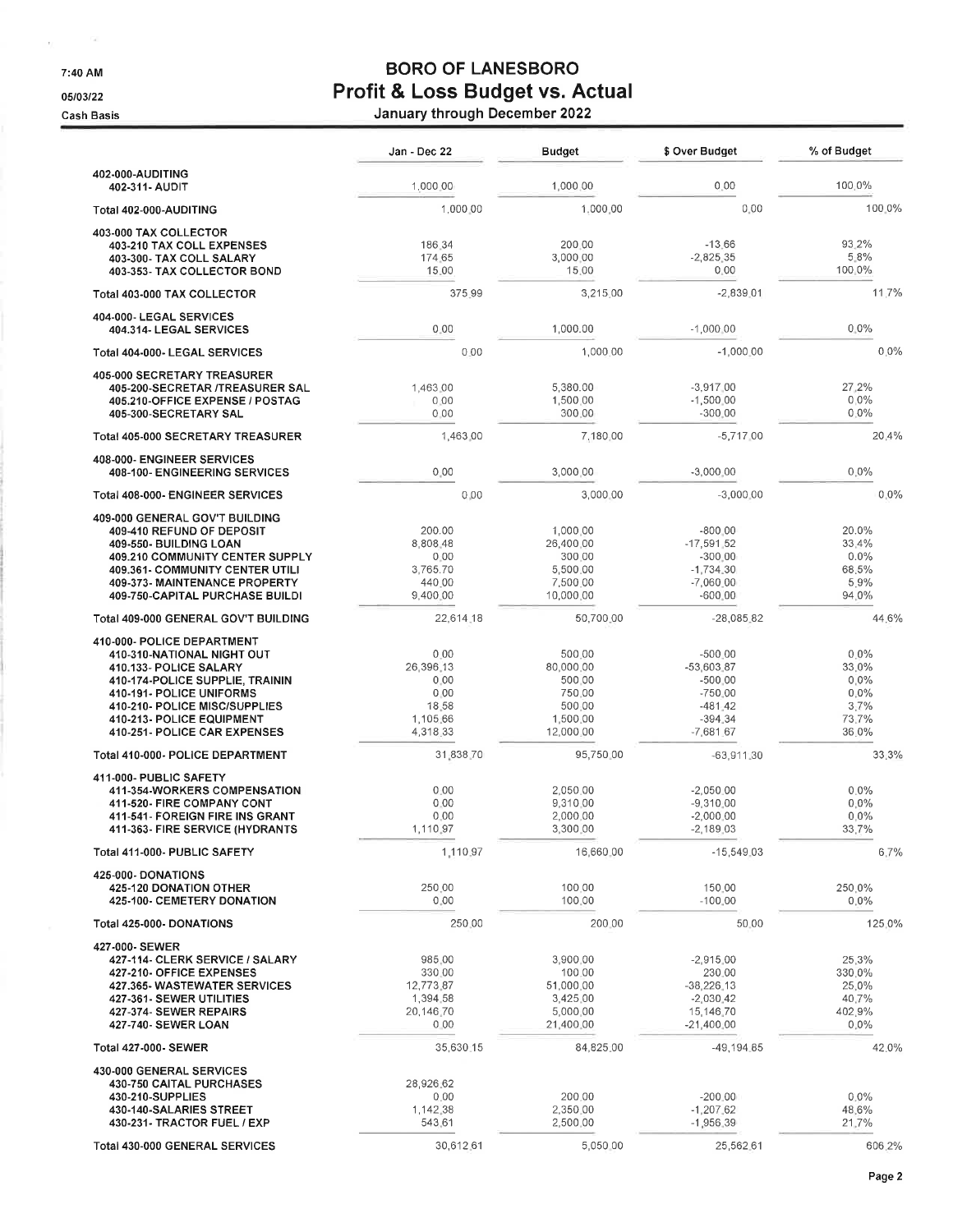# BORO OF LANESBORO

## Profit & Loss Budget vs. Actual

### January through December 2022

7:40 AM

05/03/22

Cash Basis

| | Jan - Dec 22 | Budget | $ Over Budget | % of Budget |
|---|---|---|---|---|
| **402-000-AUDITING** | | | | |
| 402-311- AUDIT | 1,000.00 | 1,000.00 | 0.00 | 100.0% |
| **Total 402-000-AUDITING** | 1,000.00 | 1,000.00 | 0.00 | 100.0% |
| **403-000 TAX COLLECTOR** | | | | |
| 403-210 TAX COLL EXPENSES | 186.34 | 200.00 | -13.66 | 93.2% |
| 403-300- TAX COLL SALARY | 174.65 | 3,000.00 | -2,825.35 | 5.8% |
| 403-353- TAX COLLECTOR BOND | 15.00 | 15.00 | 0.00 | 100.0% |
| **Total 403-000 TAX COLLECTOR** | 375.99 | 3,215.00 | -2,839.01 | 11.7% |
| **404-000- LEGAL SERVICES** | | | | |
| 404.314- LEGAL SERVICES | 0.00 | 1,000.00 | -1,000.00 | 0.0% |
| **Total 404-000- LEGAL SERVICES** | 0.00 | 1,000.00 | -1,000.00 | 0.0% |
| **405-000 SECRETARY TREASURER** | | | | |
| 405-200-SECRETAR /TREASURER SAL | 1,463.00 | 5,380.00 | -3,917.00 | 27.2% |
| 405.210-OFFICE EXPENSE / POSTAG | 0.00 | 1,500.00 | -1,500.00 | 0.0% |
| 405-300-SECRETARY SAL | 0.00 | 300.00 | -300.00 | 0.0% |
| **Total 405-000 SECRETARY TREASURER** | 1,463.00 | 7,180.00 | -5,717.00 | 20.4% |
| **408-000- ENGINEER SERVICES** | | | | |
| 408-100- ENGINEERING SERVICES | 0.00 | 3,000.00 | -3,000.00 | 0.0% |
| **Total 408-000- ENGINEER SERVICES** | 0.00 | 3,000.00 | -3,000.00 | 0.0% |
| **409-000 GENERAL GOV'T BUILDING** | | | | |
| 409-410 REFUND OF DEPOSIT | 200.00 | 1,000.00 | -800.00 | 20.0% |
| 409-550- BUILDING LOAN | 8,808.48 | 26,400.00 | -17,591.52 | 33.4% |
| 409.210 COMMUNITY CENTER SUPPLY | 0.00 | 300.00 | -300.00 | 0.0% |
| 409.361- COMMUNITY CENTER UTILI | 3,765.70 | 5,500.00 | -1,734.30 | 68.5% |
| 409-373- MAINTENANCE PROPERTY | 440.00 | 7,500.00 | -7,060.00 | 5.9% |
| 409-750-CAPITAL PURCHASE BUILDI | 9,400.00 | 10,000.00 | -600.00 | 94.0% |
| **Total 409-000 GENERAL GOV'T BUILDING** | 22,614.18 | 50,700.00 | -28,085.82 | 44.6% |
| **410-000- POLICE DEPARTMENT** | | | | |
| 410-310-NATIONAL NIGHT OUT | 0.00 | 500.00 | -500.00 | 0.0% |
| 410.133- POLICE SALARY | 26,396.13 | 80,000.00 | -53,603.87 | 33.0% |
| 410-174-POLICE SUPPLIE, TRAININ | 0.00 | 500.00 | -500.00 | 0.0% |
| 410-191- POLICE UNIFORMS | 0.00 | 750.00 | -750.00 | 0.0% |
| 410-210- POLICE MISC/SUPPLIES | 18.58 | 500.00 | -481.42 | 3.7% |
| 410-213- POLICE EQUIPMENT | 1,105.66 | 1,500.00 | -394.34 | 73.7% |
| 410-251- POLICE CAR EXPENSES | 4,318.33 | 12,000.00 | -7,681.67 | 36.0% |
| **Total 410-000- POLICE DEPARTMENT** | 31,838.70 | 95,750.00 | -63,911.30 | 33.3% |
| **411-000- PUBLIC SAFETY** | | | | |
| 411-354-WORKERS COMPENSATION | 0.00 | 2,050.00 | -2,050.00 | 0.0% |
| 411-520- FIRE COMPANY CONT | 0.00 | 9,310.00 | -9,310.00 | 0.0% |
| 411-541- FOREIGN FIRE INS GRANT | 0.00 | 2,000.00 | -2,000.00 | 0.0% |
| 411-363- FIRE SERVICE (HYDRANTS | 1,110.97 | 3,300.00 | -2,189.03 | 33.7% |
| **Total 411-000- PUBLIC SAFETY** | 1,110.97 | 16,660.00 | -15,549.03 | 6.7% |
| **425-000- DONATIONS** | | | | |
| 425-120 DONATION OTHER | 250.00 | 100.00 | 150.00 | 250.0% |
| 425-100- CEMETERY DONATION | 0.00 | 100.00 | -100.00 | 0.0% |
| **Total 425-000- DONATIONS** | 250.00 | 200.00 | 50.00 | 125.0% |
| **427-000- SEWER** | | | | |
| 427-114- CLERK SERVICE / SALARY | 985.00 | 3,900.00 | -2,915.00 | 25.3% |
| 427-210- OFFICE EXPENSES | 330.00 | 100.00 | 230.00 | 330.0% |
| 427.365- WASTEWATER SERVICES | 12,773.87 | 51,000.00 | -38,226.13 | 25.0% |
| 427-361- SEWER UTILITIES | 1,394.58 | 3,425.00 | -2,030.42 | 40.7% |
| 427-374- SEWER REPAIRS | 20,146.70 | 5,000.00 | 15,146.70 | 402.9% |
| 427-740- SEWER LOAN | 0.00 | 21,400.00 | -21,400.00 | 0.0% |
| **Total 427-000- SEWER** | 35,630.15 | 84,825.00 | -49,194.85 | 42.0% |
| **430-000 GENERAL SERVICES** | | | | |
| 430-750 CAITAL PURCHASES | 28,926.62 | | | |
| 430-210-SUPPLIES | 0.00 | 200.00 | -200.00 | 0.0% |
| 430-140-SALARIES STREET | 1,142.38 | 2,350.00 | -1,207.62 | 48.6% |
| 430-231- TRACTOR FUEL / EXP | 543.61 | 2,500.00 | -1,956.39 | 21.7% |
| **Total 430-000 GENERAL SERVICES** | 30,612.61 | 5,050.00 | 25,562.61 | 606.2% |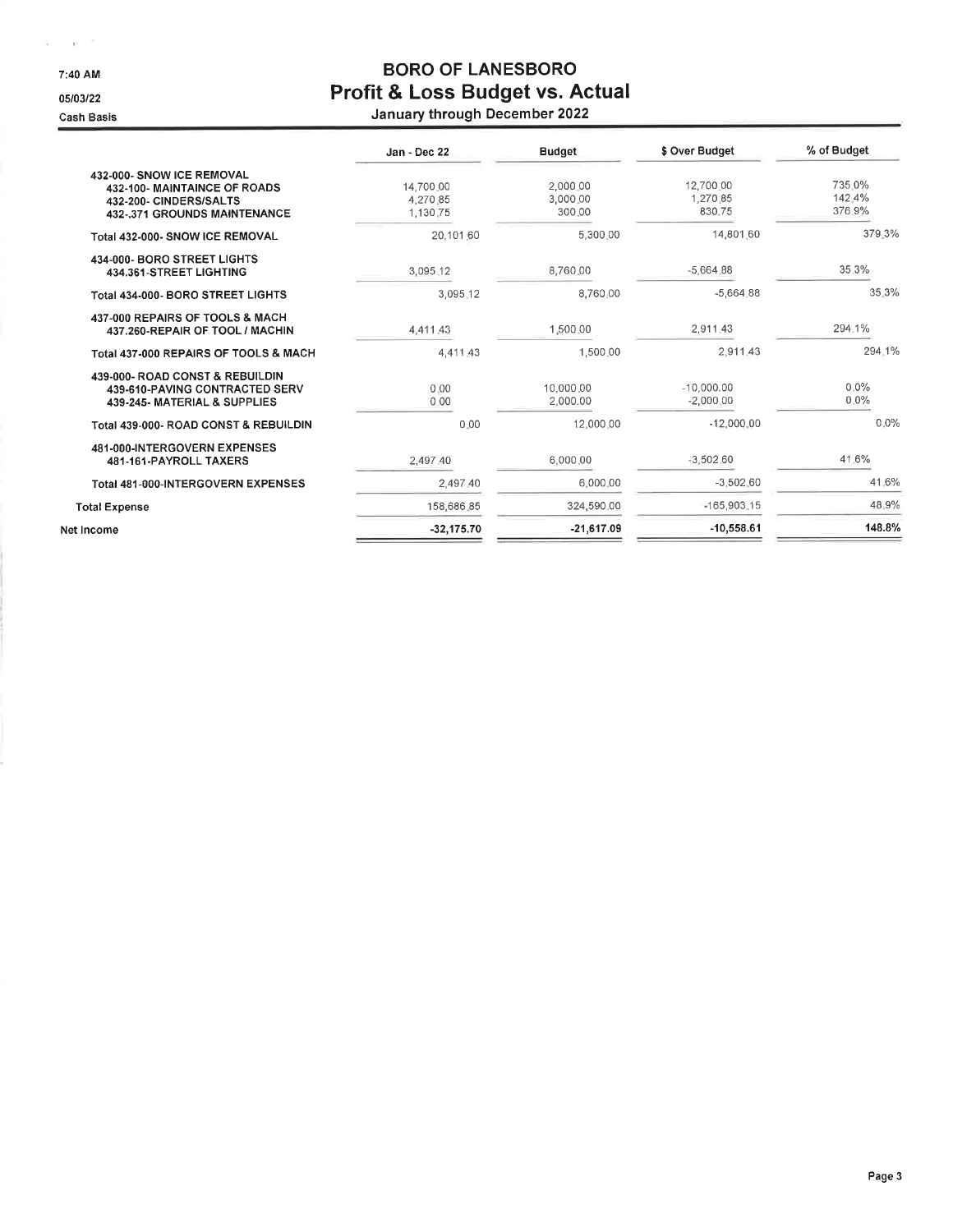7:40 AM

05/03/22

Cash Basis

# BORO OF LANESBORO
## Profit & Loss Budget vs. Actual
### January through December 2022

| | Jan - Dec 22 | Budget | $ Over Budget | % of Budget |
|---|---|---|---|---|
| 432-000- SNOW ICE REMOVAL | | | | |
| 432-100- MAINTAINCE OF ROADS | 14,700.00 | 2,000.00 | 12,700.00 | 735.0% |
| 432-200- CINDERS/SALTS | 4,270.85 | 3,000.00 | 1,270.85 | 142.4% |
| 432-.371 GROUNDS MAINTENANCE | 1,130.75 | 300.00 | 830.75 | 376.9% |
| Total 432-000- SNOW ICE REMOVAL | 20,101.60 | 5,300.00 | 14,801.60 | 379.3% |
| 434-000- BORO STREET LIGHTS | | | | |
| 434.361-STREET LIGHTING | 3,095.12 | 8,760.00 | -5,664.88 | 35.3% |
| Total 434-000- BORO STREET LIGHTS | 3,095.12 | 8,760.00 | -5,664.88 | 35.3% |
| 437-000 REPAIRS OF TOOLS & MACH | | | | |
| 437.260-REPAIR OF TOOL / MACHIN | 4,411.43 | 1,500.00 | 2,911.43 | 294.1% |
| Total 437-000 REPAIRS OF TOOLS & MACH | 4,411.43 | 1,500.00 | 2,911.43 | 294.1% |
| 439-000- ROAD CONST & REBUILDIN | | | | |
| 439-610-PAVING CONTRACTED SERV | 0.00 | 10,000.00 | -10,000.00 | 0.0% |
| 439-245- MATERIAL & SUPPLIES | 0.00 | 2,000.00 | -2,000.00 | 0.0% |
| Total 439-000- ROAD CONST & REBUILDIN | 0.00 | 12,000.00 | -12,000.00 | 0.0% |
| 481-000-INTERGOVERN EXPENSES | | | | |
| 481-161-PAYROLL TAXERS | 2,497.40 | 6,000.00 | -3,502.60 | 41.6% |
| Total 481-000-INTERGOVERN EXPENSES | 2,497.40 | 6,000.00 | -3,502.60 | 41.6% |
| Total Expense | 158,686.85 | 324,590.00 | -165,903.15 | 48.9% |
| **Net Income** | **-32,175.70** | **-21,617.09** | **-10,558.61** | **148.8%** |